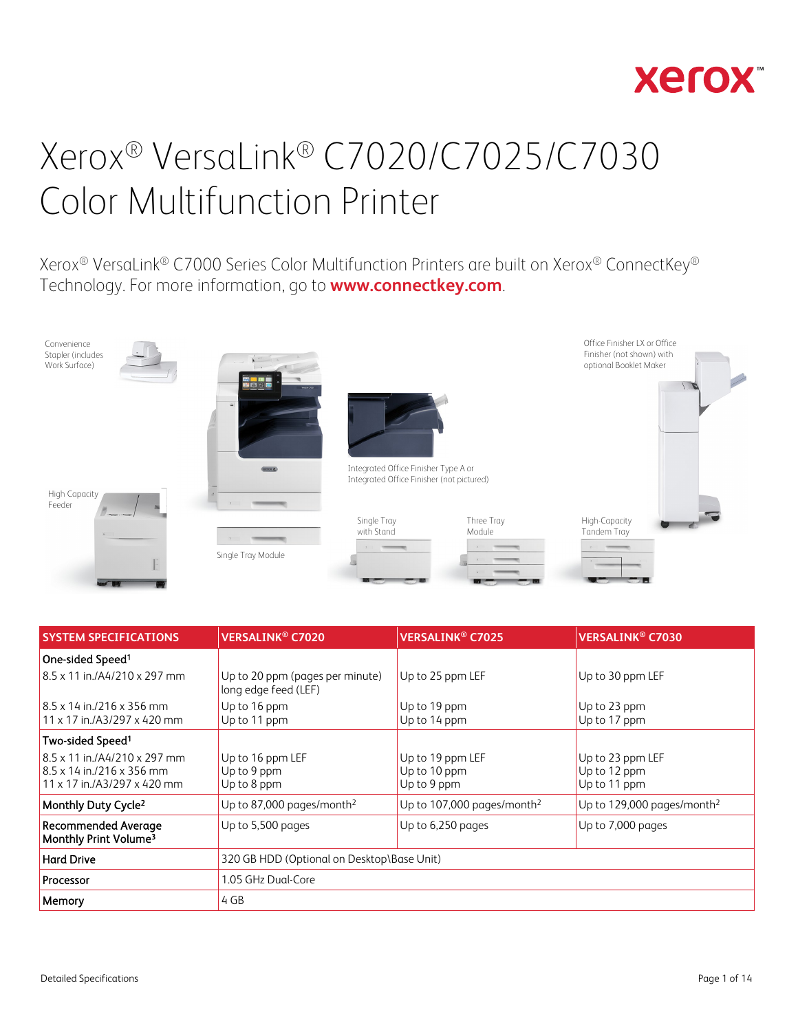# Xerox® VersaLink® C7020/C7025/C7030 Color Multifunction Printer

Xerox® VersaLink® C7000 Series Color Multifunction Printers are built on Xerox® ConnectKey® Technology. For more information, go to **www.connectkey.com**.

Convenience Stapler (includes Work Surface)

High Capacity Feeder

Single Tray Module

Integrated Office Finisher Type A or Integrated Office Finisher (not pictured)

Office Finisher LX or Office Finisher (not shown) with optional Booklet Maker

Single Tray with Stand

Three Tray Module

High-Capacity Tandem Tray

| SYSTEM SPECIFICATIONS | VERSALINK® C7020 | VERSALINK® C7025 | VERSALINK® C7030 |
|---|---|---|---|
| **One-sided Speed[1]** | | | |
| 8.5 x 11 in./A4/210 x 297 mm | Up to 20 ppm (pages per minute) long edge feed (LEF) | Up to 25 ppm LEF | Up to 30 ppm LEF |
| 8.5 x 14 in./216 x 356 mm | Up to 16 ppm | Up to 19 ppm | Up to 23 ppm |
| 11 x 17 in./A3/297 x 420 mm | Up to 11 ppm | Up to 14 ppm | Up to 17 ppm |
| **Two-sided Speed[1]** | | | |
| 8.5 x 11 in./A4/210 x 297 mm | Up to 16 ppm LEF | Up to 19 ppm LEF | Up to 23 ppm LEF |
| 8.5 x 14 in./216 x 356 mm | Up to 9 ppm | Up to 10 ppm | Up to 12 ppm |
| 11 x 17 in./A3/297 x 420 mm | Up to 8 ppm | Up to 9 ppm | Up to 11 ppm |
| **Monthly Duty Cycle[2]** | Up to 87,000 pages/month[2] | Up to 107,000 pages/month[2] | Up to 129,000 pages/month[2] |
| **Recommended Average Monthly Print Volume[3]** | Up to 5,500 pages | Up to 6,250 pages | Up to 7,000 pages |
| **Hard Drive** | 320 GB HDD (Optional on Desktop\Base Unit) | | |
| **Processor** | 1.05 GHz Dual-Core | | |
| **Memory** | 4 GB | | |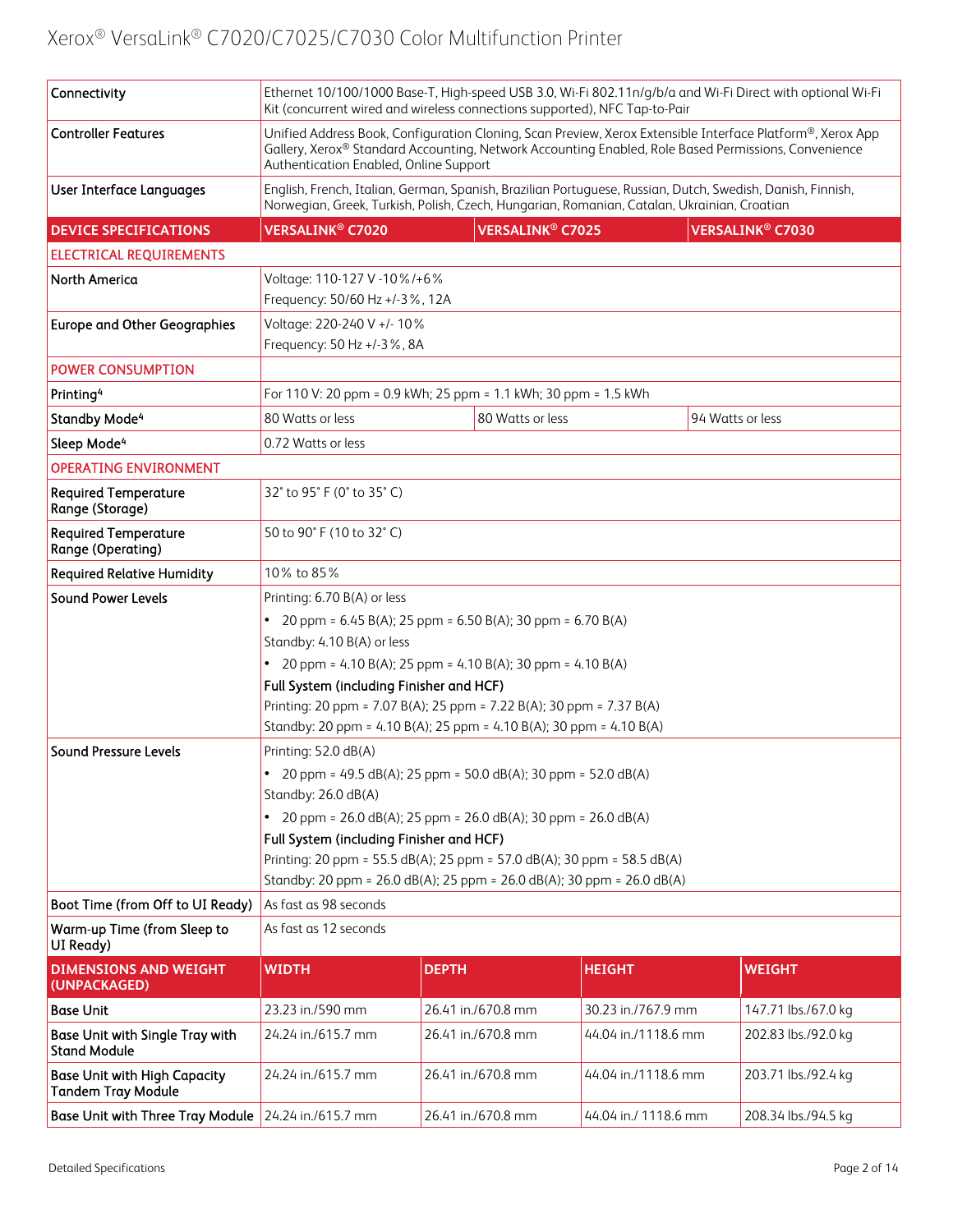| | | | |
|---|---|---|---|
| Connectivity | Ethernet 10/100/1000 Base-T, High-speed USB 3.0, Wi-Fi 802.11n/g/b/a and Wi-Fi Direct with optional Wi-Fi Kit (concurrent wired and wireless connections supported), NFC Tap-to-Pair | | |
| Controller Features | Unified Address Book, Configuration Cloning, Scan Preview, Xerox Extensible Interface Platform®, Xerox App Gallery, Xerox® Standard Accounting, Network Accounting Enabled, Role Based Permissions, Convenience Authentication Enabled, Online Support | | |
| User Interface Languages | English, French, Italian, German, Spanish, Brazilian Portuguese, Russian, Dutch, Swedish, Danish, Finnish, Norwegian, Greek, Turkish, Polish, Czech, Hungarian, Romanian, Catalan, Ukrainian, Croatian | | |
| **DEVICE SPECIFICATIONS** | **VERSALINK® C7020** | **VERSALINK® C7025** | **VERSALINK® C7030** |
| **ELECTRICAL REQUIREMENTS** | | | |
| North America | Voltage: 110-127 V -10%/+6%<br>Frequency: 50/60 Hz +/-3%, 12A | | |
| Europe and Other Geographies | Voltage: 220-240 V +/- 10%<br>Frequency: 50 Hz +/-3%, 8A | | |
| **POWER CONSUMPTION** | | | |
| Printing[4] | For 110 V: 20 ppm = 0.9 kWh; 25 ppm = 1.1 kWh; 30 ppm = 1.5 kWh | | |
| Standby Mode[4] | 80 Watts or less | 80 Watts or less | 94 Watts or less |
| Sleep Mode[4] | 0.72 Watts or less | | |
| **OPERATING ENVIRONMENT** | | | |
| Required Temperature Range (Storage) | 32° to 95° F (0° to 35° C) | | |
| Required Temperature Range (Operating) | 50 to 90° F (10 to 32° C) | | |
| Required Relative Humidity | 10% to 85% | | |
| Sound Power Levels | Printing: 6.70 B(A) or less<br>• 20 ppm = 6.45 B(A); 25 ppm = 6.50 B(A); 30 ppm = 6.70 B(A)<br>Standby: 4.10 B(A) or less<br>• 20 ppm = 4.10 B(A); 25 ppm = 4.10 B(A); 30 ppm = 4.10 B(A)<br>**Full System (including Finisher and HCF)**<br>Printing: 20 ppm = 7.07 B(A); 25 ppm = 7.22 B(A); 30 ppm = 7.37 B(A)<br>Standby: 20 ppm = 4.10 B(A); 25 ppm = 4.10 B(A); 30 ppm = 4.10 B(A) | | |
| Sound Pressure Levels | Printing: 52.0 dB(A)<br>• 20 ppm = 49.5 dB(A); 25 ppm = 50.0 dB(A); 30 ppm = 52.0 dB(A)<br>Standby: 26.0 dB(A)<br>• 20 ppm = 26.0 dB(A); 25 ppm = 26.0 dB(A); 30 ppm = 26.0 dB(A)<br>**Full System (including Finisher and HCF)**<br>Printing: 20 ppm = 55.5 dB(A); 25 ppm = 57.0 dB(A); 30 ppm = 58.5 dB(A)<br>Standby: 20 ppm = 26.0 dB(A); 25 ppm = 26.0 dB(A); 30 ppm = 26.0 dB(A) | | |
| Boot Time (from Off to UI Ready) | As fast as 98 seconds | | |
| Warm-up Time (from Sleep to UI Ready) | As fast as 12 seconds | | |

| **DIMENSIONS AND WEIGHT (UNPACKAGED)** | **WIDTH** | **DEPTH** | **HEIGHT** | **WEIGHT** |
|---|---|---|---|---|
| Base Unit | 23.23 in./590 mm | 26.41 in./670.8 mm | 30.23 in./767.9 mm | 147.71 lbs./67.0 kg |
| Base Unit with Single Tray with Stand Module | 24.24 in./615.7 mm | 26.41 in./670.8 mm | 44.04 in./1118.6 mm | 202.83 lbs./92.0 kg |
| Base Unit with High Capacity Tandem Tray Module | 24.24 in./615.7 mm | 26.41 in./670.8 mm | 44.04 in./1118.6 mm | 203.71 lbs./92.4 kg |
| Base Unit with Three Tray Module | 24.24 in./615.7 mm | 26.41 in./670.8 mm | 44.04 in./ 1118.6 mm | 208.34 lbs./94.5 kg |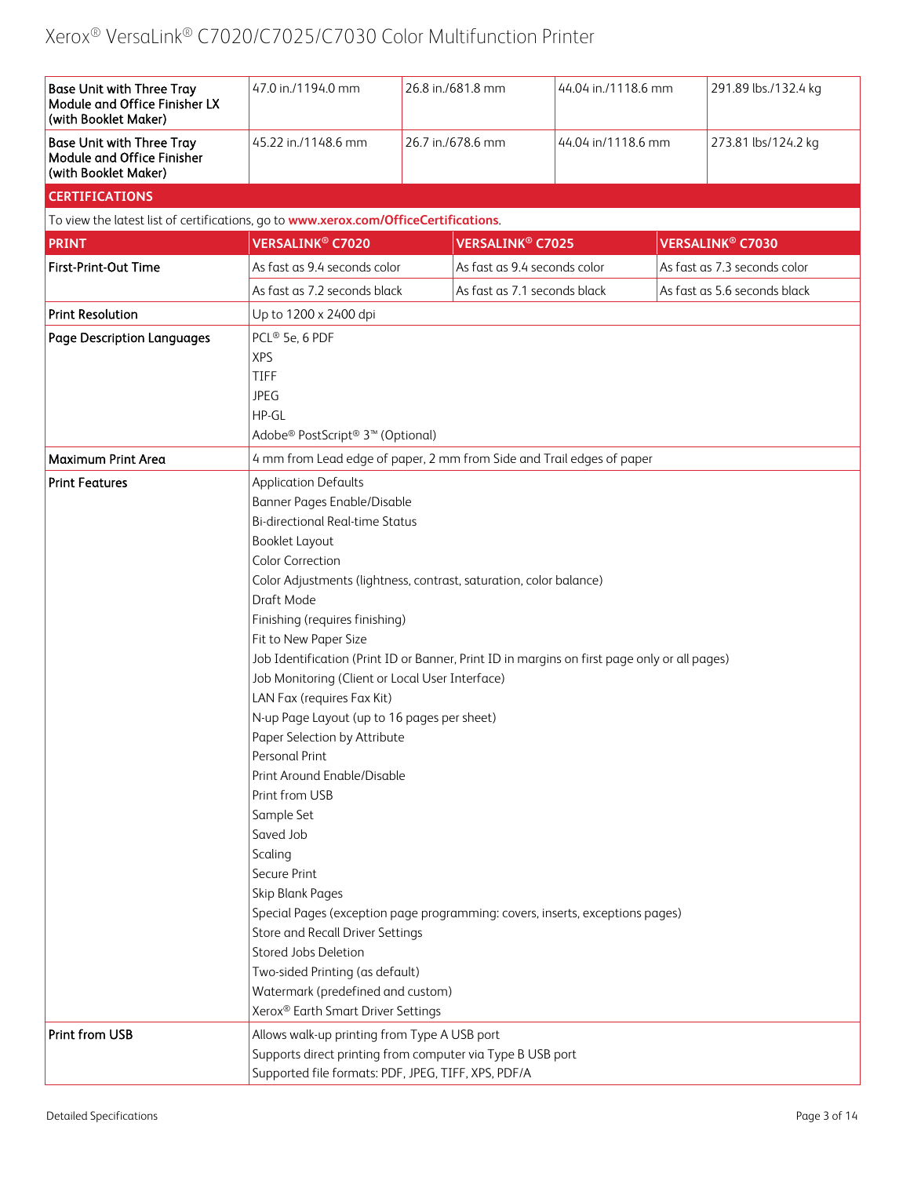| Base Unit with Three Tray Module and Office Finisher LX (with Booklet Maker) | 47.0 in./1194.0 mm | 26.8 in./681.8 mm | 44.04 in./1118.6 mm | 291.89 lbs./132.4 kg |
|---|---|---|---|---|
| Base Unit with Three Tray Module and Office Finisher (with Booklet Maker) | 45.22 in./1148.6 mm | 26.7 in./678.6 mm | 44.04 in/1118.6 mm | 273.81 lbs/124.2 kg |

## CERTIFICATIONS

To view the latest list of certifications, go to **www.xerox.com/OfficeCertifications**.

| PRINT | VERSALINK® C7020 | VERSALINK® C7025 | VERSALINK® C7030 |
|---|---|---|---|
| First-Print-Out Time | As fast as 9.4 seconds color | As fast as 9.4 seconds color | As fast as 7.3 seconds color |
| | As fast as 7.2 seconds black | As fast as 7.1 seconds black | As fast as 5.6 seconds black |
| Print Resolution | Up to 1200 x 2400 dpi | | |
| Page Description Languages | PCL® 5e, 6 PDF<br>XPS<br>TIFF<br>JPEG<br>HP-GL<br>Adobe® PostScript® 3™ (Optional) | | |
| Maximum Print Area | 4 mm from Lead edge of paper, 2 mm from Side and Trail edges of paper | | |
| Print Features | Application Defaults<br>Banner Pages Enable/Disable<br>Bi-directional Real-time Status<br>Booklet Layout<br>Color Correction<br>Color Adjustments (lightness, contrast, saturation, color balance)<br>Draft Mode<br>Finishing (requires finishing)<br>Fit to New Paper Size<br>Job Identification (Print ID or Banner, Print ID in margins on first page only or all pages)<br>Job Monitoring (Client or Local User Interface)<br>LAN Fax (requires Fax Kit)<br>N-up Page Layout (up to 16 pages per sheet)<br>Paper Selection by Attribute<br>Personal Print<br>Print Around Enable/Disable<br>Print from USB<br>Sample Set<br>Saved Job<br>Scaling<br>Secure Print<br>Skip Blank Pages<br>Special Pages (exception page programming: covers, inserts, exceptions pages)<br>Store and Recall Driver Settings<br>Stored Jobs Deletion<br>Two-sided Printing (as default)<br>Watermark (predefined and custom)<br>Xerox® Earth Smart Driver Settings | | |
| Print from USB | Allows walk-up printing from Type A USB port<br>Supports direct printing from computer via Type B USB port<br>Supported file formats: PDF, JPEG, TIFF, XPS, PDF/A | | |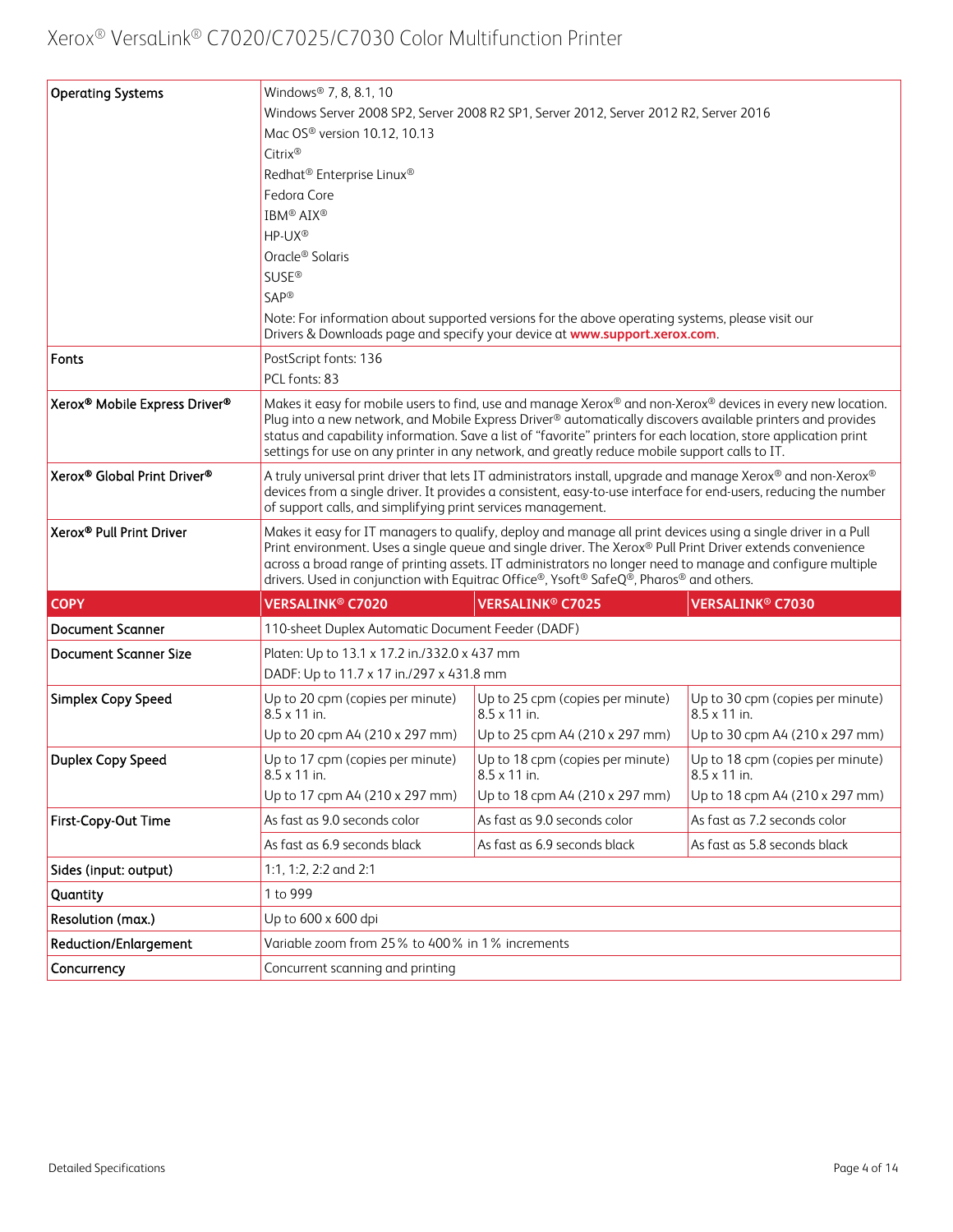| Operating Systems | Windows® 7, 8, 8.1, 10<br>Windows Server 2008 SP2, Server 2008 R2 SP1, Server 2012, Server 2012 R2, Server 2016<br>Mac OS® version 10.12, 10.13<br>Citrix®<br>Redhat® Enterprise Linux®<br>Fedora Core<br>IBM® AIX®<br>HP-UX®<br>Oracle® Solaris<br>SUSE®<br>SAP®<br>Note: For information about supported versions for the above operating systems, please visit our Drivers & Downloads page and specify your device at **www.support.xerox.com**. |
|---|---|
| Fonts | PostScript fonts: 136<br>PCL fonts: 83 |
| Xerox® Mobile Express Driver® | Makes it easy for mobile users to find, use and manage Xerox® and non-Xerox® devices in every new location. Plug into a new network, and Mobile Express Driver® automatically discovers available printers and provides status and capability information. Save a list of "favorite" printers for each location, store application print settings for use on any printer in any network, and greatly reduce mobile support calls to IT. |
| Xerox® Global Print Driver® | A truly universal print driver that lets IT administrators install, upgrade and manage Xerox® and non-Xerox® devices from a single driver. It provides a consistent, easy-to-use interface for end-users, reducing the number of support calls, and simplifying print services management. |
| Xerox® Pull Print Driver | Makes it easy for IT managers to qualify, deploy and manage all print devices using a single driver in a Pull Print environment. Uses a single queue and single driver. The Xerox® Pull Print Driver extends convenience across a broad range of printing assets. IT administrators no longer need to manage and configure multiple drivers. Used in conjunction with Equitrac Office®, Ysoft® SafeQ®, Pharos® and others. |

| COPY | VERSALINK® C7020 | VERSALINK® C7025 | VERSALINK® C7030 |
|---|---|---|---|
| Document Scanner | 110-sheet Duplex Automatic Document Feeder (DADF) | | |
| Document Scanner Size | Platen: Up to 13.1 x 17.2 in./332.0 x 437 mm<br>DADF: Up to 11.7 x 17 in./297 x 431.8 mm | | |
| Simplex Copy Speed | Up to 20 cpm (copies per minute) 8.5 x 11 in.<br>Up to 20 cpm A4 (210 x 297 mm) | Up to 25 cpm (copies per minute) 8.5 x 11 in.<br>Up to 25 cpm A4 (210 x 297 mm) | Up to 30 cpm (copies per minute) 8.5 x 11 in.<br>Up to 30 cpm A4 (210 x 297 mm) |
| Duplex Copy Speed | Up to 17 cpm (copies per minute) 8.5 x 11 in.<br>Up to 17 cpm A4 (210 x 297 mm) | Up to 18 cpm (copies per minute) 8.5 x 11 in.<br>Up to 18 cpm A4 (210 x 297 mm) | Up to 18 cpm (copies per minute) 8.5 x 11 in.<br>Up to 18 cpm A4 (210 x 297 mm) |
| First-Copy-Out Time | As fast as 9.0 seconds color | As fast as 9.0 seconds color | As fast as 7.2 seconds color |
| | As fast as 6.9 seconds black | As fast as 6.9 seconds black | As fast as 5.8 seconds black |
| Sides (input: output) | 1:1, 1:2, 2:2 and 2:1 | | |
| Quantity | 1 to 999 | | |
| Resolution (max.) | Up to 600 x 600 dpi | | |
| Reduction/Enlargement | Variable zoom from 25% to 400% in 1% increments | | |
| Concurrency | Concurrent scanning and printing | | |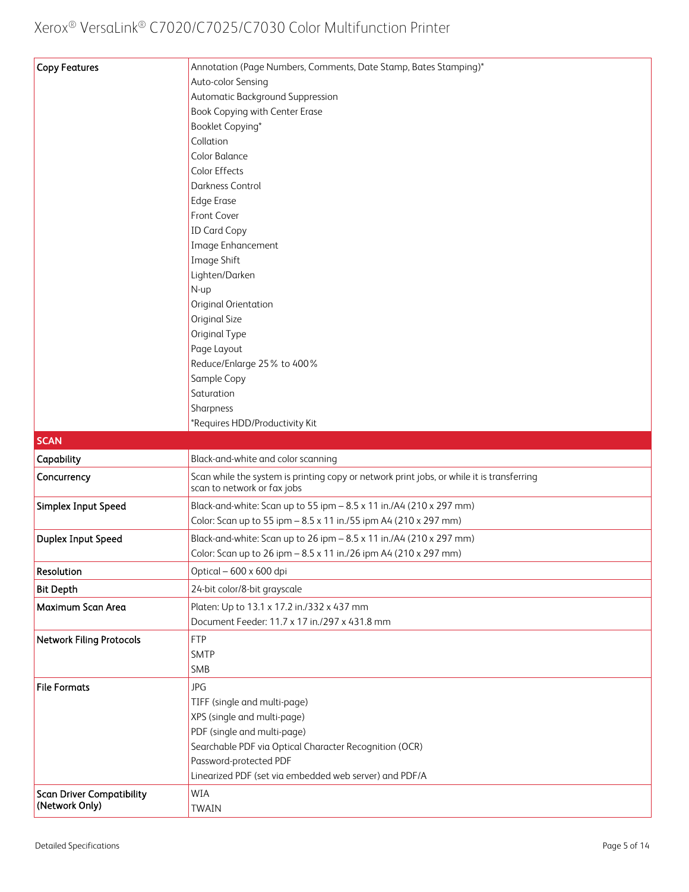| Copy Features | Annotation (Page Numbers, Comments, Date Stamp, Bates Stamping)*<br>Auto-color Sensing<br>Automatic Background Suppression<br>Book Copying with Center Erase<br>Booklet Copying*<br>Collation<br>Color Balance<br>Color Effects<br>Darkness Control<br>Edge Erase<br>Front Cover<br>ID Card Copy<br>Image Enhancement<br>Image Shift<br>Lighten/Darken<br>N-up<br>Original Orientation<br>Original Size<br>Original Type<br>Page Layout<br>Reduce/Enlarge 25% to 400%<br>Sample Copy<br>Saturation<br>Sharpness<br>*Requires HDD/Productivity Kit |
|---|---|
| **SCAN** | |
| Capability | Black-and-white and color scanning |
| Concurrency | Scan while the system is printing copy or network print jobs, or while it is transferring scan to network or fax jobs |
| Simplex Input Speed | Black-and-white: Scan up to 55 ipm – 8.5 x 11 in./A4 (210 x 297 mm)<br>Color: Scan up to 55 ipm – 8.5 x 11 in./55 ipm A4 (210 x 297 mm) |
| Duplex Input Speed | Black-and-white: Scan up to 26 ipm – 8.5 x 11 in./A4 (210 x 297 mm)<br>Color: Scan up to 26 ipm – 8.5 x 11 in./26 ipm A4 (210 x 297 mm) |
| Resolution | Optical – 600 x 600 dpi |
| Bit Depth | 24-bit color/8-bit grayscale |
| Maximum Scan Area | Platen: Up to 13.1 x 17.2 in./332 x 437 mm<br>Document Feeder: 11.7 x 17 in./297 x 431.8 mm |
| Network Filing Protocols | FTP<br>SMTP<br>SMB |
| File Formats | JPG<br>TIFF (single and multi-page)<br>XPS (single and multi-page)<br>PDF (single and multi-page)<br>Searchable PDF via Optical Character Recognition (OCR)<br>Password-protected PDF<br>Linearized PDF (set via embedded web server) and PDF/A |
| Scan Driver Compatibility (Network Only) | WIA<br>TWAIN |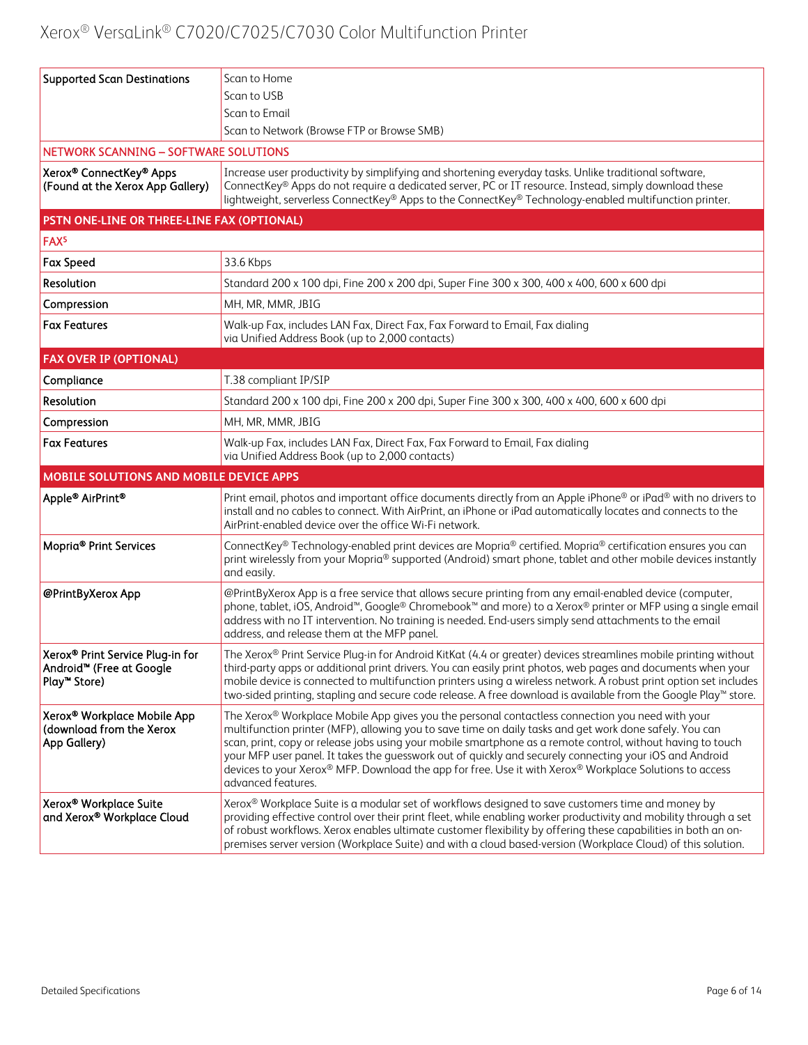| | |
|---|---|
| **Supported Scan Destinations** | Scan to Home<br>Scan to USB<br>Scan to Email<br>Scan to Network (Browse FTP or Browse SMB) |
| **NETWORK SCANNING – SOFTWARE SOLUTIONS** | |
| **Xerox® ConnectKey® Apps (Found at the Xerox App Gallery)** | Increase user productivity by simplifying and shortening everyday tasks. Unlike traditional software, ConnectKey® Apps do not require a dedicated server, PC or IT resource. Instead, simply download these lightweight, serverless ConnectKey® Apps to the ConnectKey® Technology-enabled multifunction printer. |
| **PSTN ONE-LINE OR THREE-LINE FAX (OPTIONAL)** | |
| **FAX[5]** | |
| **Fax Speed** | 33.6 Kbps |
| **Resolution** | Standard 200 x 100 dpi, Fine 200 x 200 dpi, Super Fine 300 x 300, 400 x 400, 600 x 600 dpi |
| **Compression** | MH, MR, MMR, JBIG |
| **Fax Features** | Walk-up Fax, includes LAN Fax, Direct Fax, Fax Forward to Email, Fax dialing via Unified Address Book (up to 2,000 contacts) |
| **FAX OVER IP (OPTIONAL)** | |
| **Compliance** | T.38 compliant IP/SIP |
| **Resolution** | Standard 200 x 100 dpi, Fine 200 x 200 dpi, Super Fine 300 x 300, 400 x 400, 600 x 600 dpi |
| **Compression** | MH, MR, MMR, JBIG |
| **Fax Features** | Walk-up Fax, includes LAN Fax, Direct Fax, Fax Forward to Email, Fax dialing via Unified Address Book (up to 2,000 contacts) |
| **MOBILE SOLUTIONS AND MOBILE DEVICE APPS** | |
| **Apple® AirPrint®** | Print email, photos and important office documents directly from an Apple iPhone® or iPad® with no drivers to install and no cables to connect. With AirPrint, an iPhone or iPad automatically locates and connects to the AirPrint-enabled device over the office Wi-Fi network. |
| **Mopria® Print Services** | ConnectKey® Technology-enabled print devices are Mopria® certified. Mopria® certification ensures you can print wirelessly from your Mopria® supported (Android) smart phone, tablet and other mobile devices instantly and easily. |
| **@PrintByXerox App** | @PrintByXerox App is a free service that allows secure printing from any email-enabled device (computer, phone, tablet, iOS, Android™, Google® Chromebook™ and more) to a Xerox® printer or MFP using a single email address with no IT intervention. No training is needed. End-users simply send attachments to the email address, and release them at the MFP panel. |
| **Xerox® Print Service Plug-in for Android™ (Free at Google Play™ Store)** | The Xerox® Print Service Plug-in for Android KitKat (4.4 or greater) devices streamlines mobile printing without third-party apps or additional print drivers. You can easily print photos, web pages and documents when your mobile device is connected to multifunction printers using a wireless network. A robust print option set includes two-sided printing, stapling and secure code release. A free download is available from the Google Play™ store. |
| **Xerox® Workplace Mobile App (download from the Xerox App Gallery)** | The Xerox® Workplace Mobile App gives you the personal contactless connection you need with your multifunction printer (MFP), allowing you to save time on daily tasks and get work done safely. You can scan, print, copy or release jobs using your mobile smartphone as a remote control, without having to touch your MFP user panel. It takes the guesswork out of quickly and securely connecting your iOS and Android devices to your Xerox® MFP. Download the app for free. Use it with Xerox® Workplace Solutions to access advanced features. |
| **Xerox® Workplace Suite and Xerox® Workplace Cloud** | Xerox® Workplace Suite is a modular set of workflows designed to save customers time and money by providing effective control over their print fleet, while enabling worker productivity and mobility through a set of robust workflows. Xerox enables ultimate customer flexibility by offering these capabilities in both an on-premises server version (Workplace Suite) and with a cloud based-version (Workplace Cloud) of this solution. |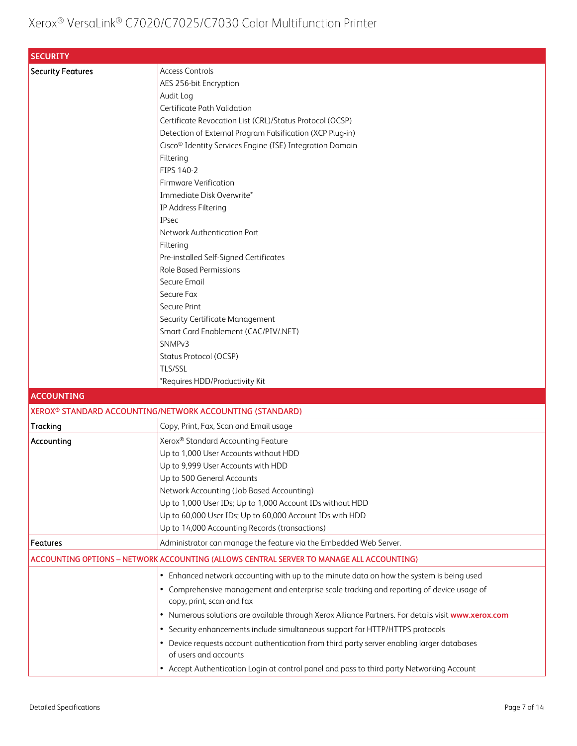| SECURITY | |
|---|---|
| Security Features | Access Controls<br>AES 256-bit Encryption<br>Audit Log<br>Certificate Path Validation<br>Certificate Revocation List (CRL)/Status Protocol (OCSP)<br>Detection of External Program Falsification (XCP Plug-in)<br>Cisco® Identity Services Engine (ISE) Integration Domain<br>Filtering<br>FIPS 140-2<br>Firmware Verification<br>Immediate Disk Overwrite*<br>IP Address Filtering<br>IPsec<br>Network Authentication Port<br>Filtering<br>Pre-installed Self-Signed Certificates<br>Role Based Permissions<br>Secure Email<br>Secure Fax<br>Secure Print<br>Security Certificate Management<br>Smart Card Enablement (CAC/PIV/.NET)<br>SNMPv3<br>Status Protocol (OCSP)<br>TLS/SSL<br>*Requires HDD/Productivity Kit |

| ACCOUNTING | |
|---|---|
| **XEROX® STANDARD ACCOUNTING/NETWORK ACCOUNTING (STANDARD)** | |
| Tracking | Copy, Print, Fax, Scan and Email usage |
| Accounting | Xerox® Standard Accounting Feature<br>Up to 1,000 User Accounts without HDD<br>Up to 9,999 User Accounts with HDD<br>Up to 500 General Accounts<br>Network Accounting (Job Based Accounting)<br>Up to 1,000 User IDs; Up to 1,000 Account IDs without HDD<br>Up to 60,000 User IDs; Up to 60,000 Account IDs with HDD<br>Up to 14,000 Accounting Records (transactions) |
| Features | Administrator can manage the feature via the Embedded Web Server. |
| **ACCOUNTING OPTIONS – NETWORK ACCOUNTING (ALLOWS CENTRAL SERVER TO MANAGE ALL ACCOUNTING)** | |
| | • Enhanced network accounting with up to the minute data on how the system is being used<br>• Comprehensive management and enterprise scale tracking and reporting of device usage of copy, print, scan and fax<br>• Numerous solutions are available through Xerox Alliance Partners. For details visit **www.xerox.com**<br>• Security enhancements include simultaneous support for HTTP/HTTPS protocols<br>• Device requests account authentication from third party server enabling larger databases of users and accounts<br>• Accept Authentication Login at control panel and pass to third party Networking Account |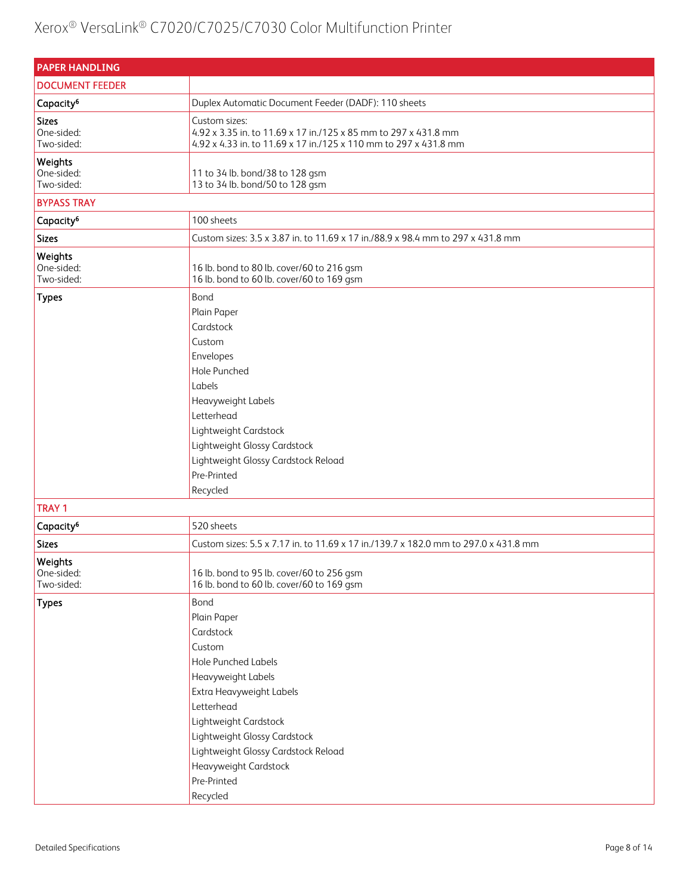| PAPER HANDLING | |
|---|---|
| **DOCUMENT FEEDER** | |
| **Capacity**[6] | Duplex Automatic Document Feeder (DADF): 110 sheets |
| **Sizes**<br>One-sided:<br>Two-sided: | Custom sizes:<br>4.92 x 3.35 in. to 11.69 x 17 in./125 x 85 mm to 297 x 431.8 mm<br>4.92 x 4.33 in. to 11.69 x 17 in./125 x 110 mm to 297 x 431.8 mm |
| **Weights**<br>One-sided:<br>Two-sided: | 11 to 34 lb. bond/38 to 128 gsm<br>13 to 34 lb. bond/50 to 128 gsm |
| **BYPASS TRAY** | |
| **Capacity**[6] | 100 sheets |
| **Sizes** | Custom sizes: 3.5 x 3.87 in. to 11.69 x 17 in./88.9 x 98.4 mm to 297 x 431.8 mm |
| **Weights**<br>One-sided:<br>Two-sided: | 16 lb. bond to 80 lb. cover/60 to 216 gsm<br>16 lb. bond to 60 lb. cover/60 to 169 gsm |
| **Types** | Bond<br>Plain Paper<br>Cardstock<br>Custom<br>Envelopes<br>Hole Punched<br>Labels<br>Heavyweight Labels<br>Letterhead<br>Lightweight Cardstock<br>Lightweight Glossy Cardstock<br>Lightweight Glossy Cardstock Reload<br>Pre-Printed<br>Recycled |
| **TRAY 1** | |
| **Capacity**[6] | 520 sheets |
| **Sizes** | Custom sizes: 5.5 x 7.17 in. to 11.69 x 17 in./139.7 x 182.0 mm to 297.0 x 431.8 mm |
| **Weights**<br>One-sided:<br>Two-sided: | 16 lb. bond to 95 lb. cover/60 to 256 gsm<br>16 lb. bond to 60 lb. cover/60 to 169 gsm |
| **Types** | Bond<br>Plain Paper<br>Cardstock<br>Custom<br>Hole Punched Labels<br>Heavyweight Labels<br>Extra Heavyweight Labels<br>Letterhead<br>Lightweight Cardstock<br>Lightweight Glossy Cardstock<br>Lightweight Glossy Cardstock Reload<br>Heavyweight Cardstock<br>Pre-Printed<br>Recycled |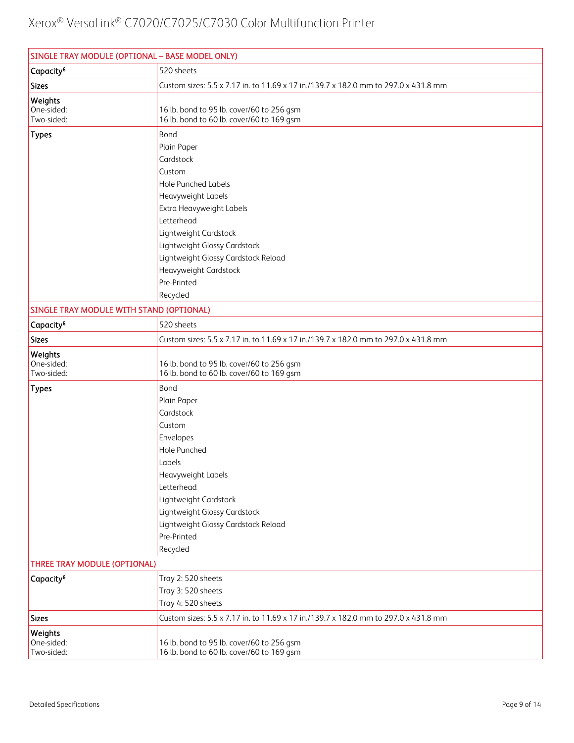| SINGLE TRAY MODULE (OPTIONAL – BASE MODEL ONLY) | |
|---|---|
| Capacity[6] | 520 sheets |
| Sizes | Custom sizes: 5.5 x 7.17 in. to 11.69 x 17 in./139.7 x 182.0 mm to 297.0 x 431.8 mm |
| Weights<br>One-sided:<br>Two-sided: | <br>16 lb. bond to 95 lb. cover/60 to 256 gsm<br>16 lb. bond to 60 lb. cover/60 to 169 gsm |
| Types | Bond<br>Plain Paper<br>Cardstock<br>Custom<br>Hole Punched Labels<br>Heavyweight Labels<br>Extra Heavyweight Labels<br>Letterhead<br>Lightweight Cardstock<br>Lightweight Glossy Cardstock<br>Lightweight Glossy Cardstock Reload<br>Heavyweight Cardstock<br>Pre-Printed<br>Recycled |
| **SINGLE TRAY MODULE WITH STAND (OPTIONAL)** | |
| Capacity[6] | 520 sheets |
| Sizes | Custom sizes: 5.5 x 7.17 in. to 11.69 x 17 in./139.7 x 182.0 mm to 297.0 x 431.8 mm |
| Weights<br>One-sided:<br>Two-sided: | <br>16 lb. bond to 95 lb. cover/60 to 256 gsm<br>16 lb. bond to 60 lb. cover/60 to 169 gsm |
| Types | Bond<br>Plain Paper<br>Cardstock<br>Custom<br>Envelopes<br>Hole Punched<br>Labels<br>Heavyweight Labels<br>Letterhead<br>Lightweight Cardstock<br>Lightweight Glossy Cardstock<br>Lightweight Glossy Cardstock Reload<br>Pre-Printed<br>Recycled |
| **THREE TRAY MODULE (OPTIONAL)** | |
| Capacity[6] | Tray 2: 520 sheets<br>Tray 3: 520 sheets<br>Tray 4: 520 sheets |
| Sizes | Custom sizes: 5.5 x 7.17 in. to 11.69 x 17 in./139.7 x 182.0 mm to 297.0 x 431.8 mm |
| Weights<br>One-sided:<br>Two-sided: | <br>16 lb. bond to 95 lb. cover/60 to 256 gsm<br>16 lb. bond to 60 lb. cover/60 to 169 gsm |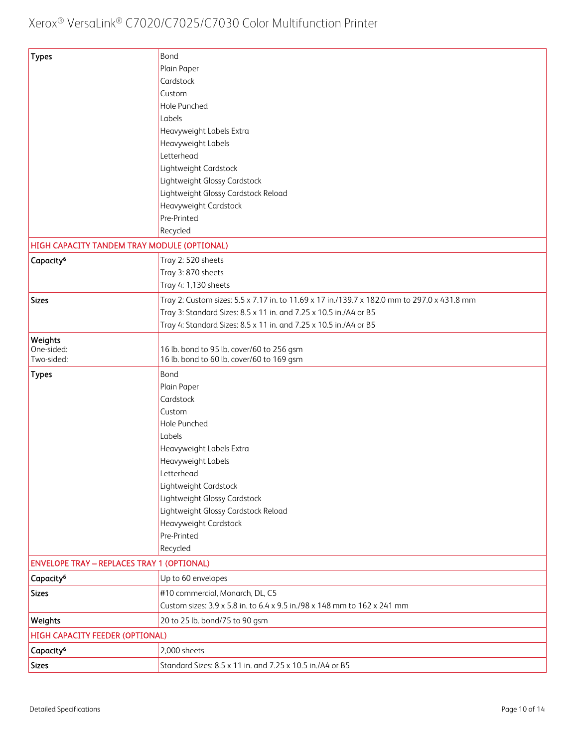| | |
|---|---|
| **Types** | Bond<br>Plain Paper<br>Cardstock<br>Custom<br>Hole Punched<br>Labels<br>Heavyweight Labels Extra<br>Heavyweight Labels<br>Letterhead<br>Lightweight Cardstock<br>Lightweight Glossy Cardstock<br>Lightweight Glossy Cardstock Reload<br>Heavyweight Cardstock<br>Pre-Printed<br>Recycled |
| **HIGH CAPACITY TANDEM TRAY MODULE (OPTIONAL)** | |
| **Capacity**[6] | Tray 2: 520 sheets<br>Tray 3: 870 sheets<br>Tray 4: 1,130 sheets |
| **Sizes** | Tray 2: Custom sizes: 5.5 x 7.17 in. to 11.69 x 17 in./139.7 x 182.0 mm to 297.0 x 431.8 mm<br>Tray 3: Standard Sizes: 8.5 x 11 in. and 7.25 x 10.5 in./A4 or B5<br>Tray 4: Standard Sizes: 8.5 x 11 in. and 7.25 x 10.5 in./A4 or B5 |
| **Weights**<br>One-sided:<br>Two-sided: | <br>16 lb. bond to 95 lb. cover/60 to 256 gsm<br>16 lb. bond to 60 lb. cover/60 to 169 gsm |
| **Types** | Bond<br>Plain Paper<br>Cardstock<br>Custom<br>Hole Punched<br>Labels<br>Heavyweight Labels Extra<br>Heavyweight Labels<br>Letterhead<br>Lightweight Cardstock<br>Lightweight Glossy Cardstock<br>Lightweight Glossy Cardstock Reload<br>Heavyweight Cardstock<br>Pre-Printed<br>Recycled |
| **ENVELOPE TRAY – REPLACES TRAY 1 (OPTIONAL)** | |
| **Capacity**[6] | Up to 60 envelopes |
| **Sizes** | #10 commercial, Monarch, DL, C5<br>Custom sizes: 3.9 x 5.8 in. to 6.4 x 9.5 in./98 x 148 mm to 162 x 241 mm |
| **Weights** | 20 to 25 lb. bond/75 to 90 gsm |
| **HIGH CAPACITY FEEDER (OPTIONAL)** | |
| **Capacity**[6] | 2,000 sheets |
| **Sizes** | Standard Sizes: 8.5 x 11 in. and 7.25 x 10.5 in./A4 or B5 |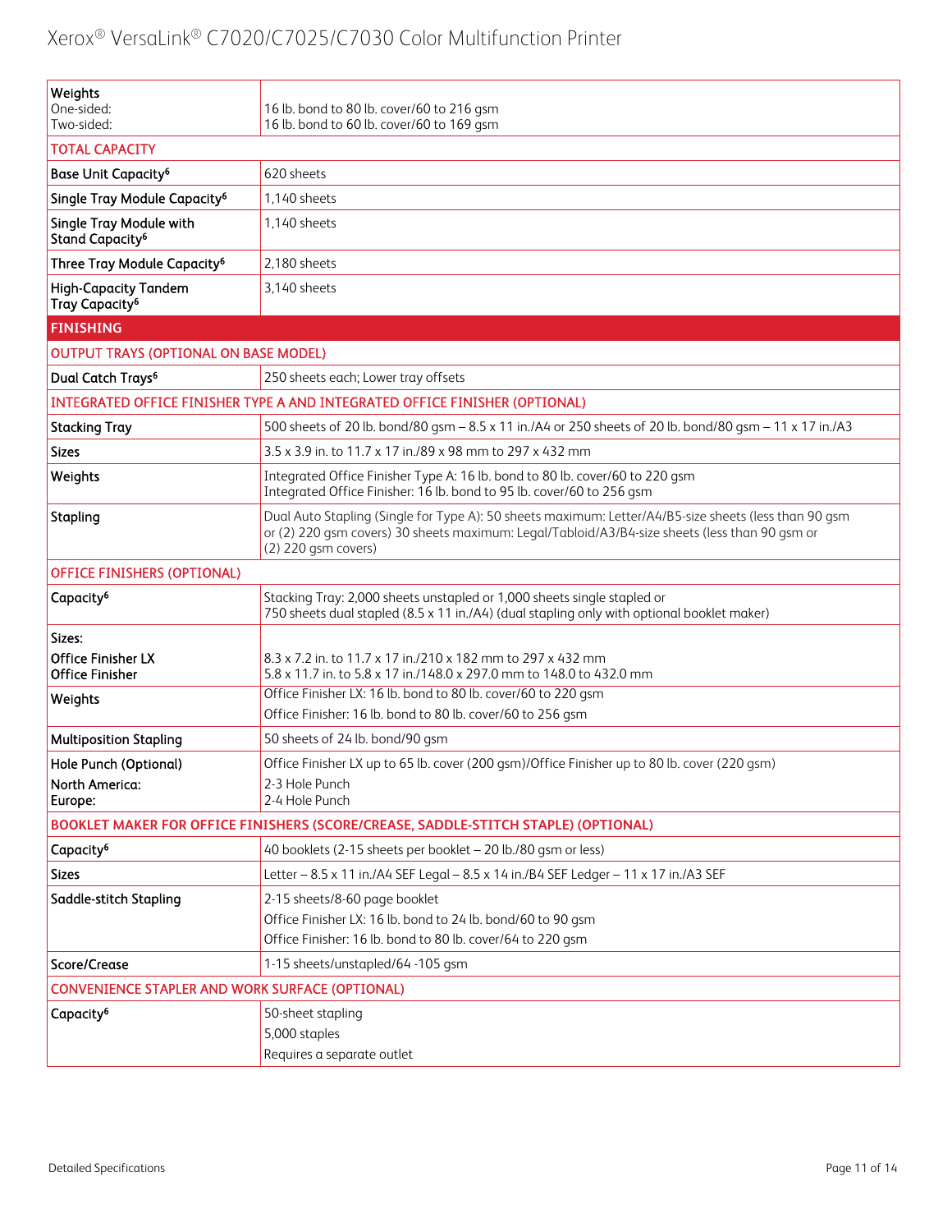| | |
|---|---|
| **Weights**<br>One-sided:<br>Two-sided: | <br>16 lb. bond to 80 lb. cover/60 to 216 gsm<br>16 lb. bond to 60 lb. cover/60 to 169 gsm |
| **TOTAL CAPACITY** | |
| **Base Unit Capacity[6]** | 620 sheets |
| **Single Tray Module Capacity[6]** | 1,140 sheets |
| **Single Tray Module with Stand Capacity[6]** | 1,140 sheets |
| **Three Tray Module Capacity[6]** | 2,180 sheets |
| **High-Capacity Tandem Tray Capacity[6]** | 3,140 sheets |
| **FINISHING** | |
| **OUTPUT TRAYS (OPTIONAL ON BASE MODEL)** | |
| **Dual Catch Trays[6]** | 250 sheets each; Lower tray offsets |
| **INTEGRATED OFFICE FINISHER TYPE A AND INTEGRATED OFFICE FINISHER (OPTIONAL)** | |
| **Stacking Tray** | 500 sheets of 20 lb. bond/80 gsm – 8.5 x 11 in./A4 or 250 sheets of 20 lb. bond/80 gsm – 11 x 17 in./A3 |
| **Sizes** | 3.5 x 3.9 in. to 11.7 x 17 in./89 x 98 mm to 297 x 432 mm |
| **Weights** | Integrated Office Finisher Type A: 16 lb. bond to 80 lb. cover/60 to 220 gsm<br>Integrated Office Finisher: 16 lb. bond to 95 lb. cover/60 to 256 gsm |
| **Stapling** | Dual Auto Stapling (Single for Type A): 50 sheets maximum: Letter/A4/B5-size sheets (less than 90 gsm or (2) 220 gsm covers) 30 sheets maximum: Legal/Tabloid/A3/B4-size sheets (less than 90 gsm or (2) 220 gsm covers) |
| **OFFICE FINISHERS (OPTIONAL)** | |
| **Capacity[6]** | Stacking Tray: 2,000 sheets unstapled or 1,000 sheets single stapled or<br>750 sheets dual stapled (8.5 x 11 in./A4) (dual stapling only with optional booklet maker) |
| **Sizes:**<br>**Office Finisher LX**<br>**Office Finisher** | <br>8.3 x 7.2 in. to 11.7 x 17 in./210 x 182 mm to 297 x 432 mm<br>5.8 x 11.7 in. to 5.8 x 17 in./148.0 x 297.0 mm to 148.0 to 432.0 mm |
| **Weights** | Office Finisher LX: 16 lb. bond to 80 lb. cover/60 to 220 gsm<br>Office Finisher: 16 lb. bond to 80 lb. cover/60 to 256 gsm |
| **Multiposition Stapling** | 50 sheets of 24 lb. bond/90 gsm |
| **Hole Punch (Optional)**<br>**North America:**<br>**Europe:** | Office Finisher LX up to 65 lb. cover (200 gsm)/Office Finisher up to 80 lb. cover (220 gsm)<br>2-3 Hole Punch<br>2-4 Hole Punch |
| **BOOKLET MAKER FOR OFFICE FINISHERS (SCORE/CREASE, SADDLE-STITCH STAPLE) (OPTIONAL)** | |
| **Capacity[6]** | 40 booklets (2-15 sheets per booklet – 20 lb./80 gsm or less) |
| **Sizes** | Letter – 8.5 x 11 in./A4 SEF Legal – 8.5 x 14 in./B4 SEF Ledger – 11 x 17 in./A3 SEF |
| **Saddle-stitch Stapling** | 2-15 sheets/8-60 page booklet<br>Office Finisher LX: 16 lb. bond to 24 lb. bond/60 to 90 gsm<br>Office Finisher: 16 lb. bond to 80 lb. cover/64 to 220 gsm |
| **Score/Crease** | 1-15 sheets/unstapled/64 -105 gsm |
| **CONVENIENCE STAPLER AND WORK SURFACE (OPTIONAL)** | |
| **Capacity[6]** | 50-sheet stapling<br>5,000 staples<br>Requires a separate outlet |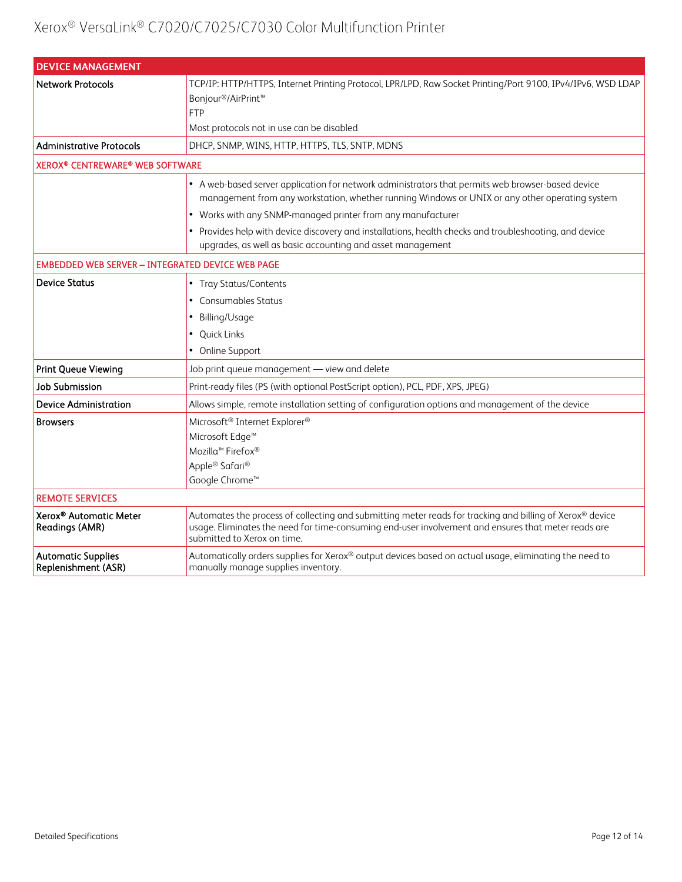| DEVICE MANAGEMENT | |
|---|---|
| Network Protocols | TCP/IP: HTTP/HTTPS, Internet Printing Protocol, LPR/LPD, Raw Socket Printing/Port 9100, IPv4/IPv6, WSD LDAP<br>Bonjour®/AirPrint™<br>FTP<br>Most protocols not in use can be disabled |
| Administrative Protocols | DHCP, SNMP, WINS, HTTP, HTTPS, TLS, SNTP, MDNS |
| **XEROX® CENTREWARE® WEB SOFTWARE** | |
| | • A web-based server application for network administrators that permits web browser-based device management from any workstation, whether running Windows or UNIX or any other operating system<br>• Works with any SNMP-managed printer from any manufacturer<br>• Provides help with device discovery and installations, health checks and troubleshooting, and device upgrades, as well as basic accounting and asset management |
| **EMBEDDED WEB SERVER – INTEGRATED DEVICE WEB PAGE** | |
| Device Status | • Tray Status/Contents<br>• Consumables Status<br>• Billing/Usage<br>• Quick Links<br>• Online Support |
| Print Queue Viewing | Job print queue management — view and delete |
| Job Submission | Print-ready files (PS (with optional PostScript option), PCL, PDF, XPS, JPEG) |
| Device Administration | Allows simple, remote installation setting of configuration options and management of the device |
| Browsers | Microsoft® Internet Explorer®<br>Microsoft Edge™<br>Mozilla™ Firefox®<br>Apple® Safari®<br>Google Chrome™ |
| **REMOTE SERVICES** | |
| Xerox® Automatic Meter Readings (AMR) | Automates the process of collecting and submitting meter reads for tracking and billing of Xerox® device usage. Eliminates the need for time-consuming end-user involvement and ensures that meter reads are submitted to Xerox on time. |
| Automatic Supplies Replenishment (ASR) | Automatically orders supplies for Xerox® output devices based on actual usage, eliminating the need to manually manage supplies inventory. |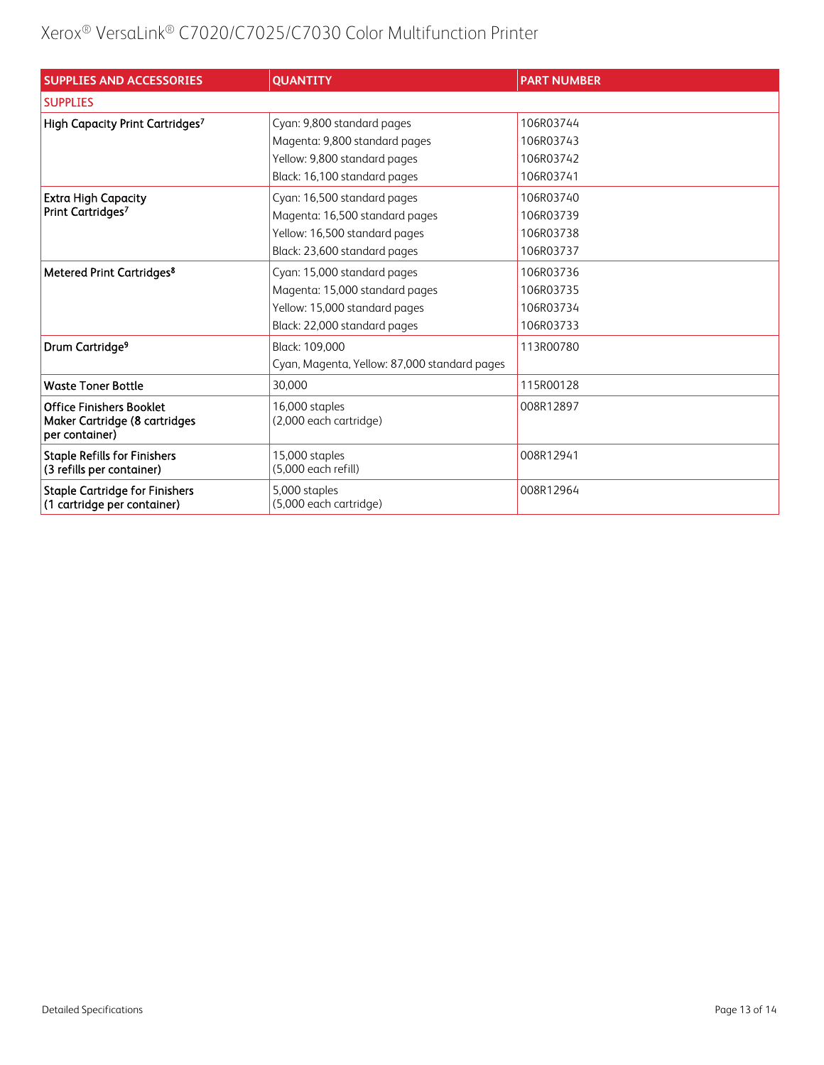| SUPPLIES AND ACCESSORIES | QUANTITY | PART NUMBER |
|---|---|---|
| **SUPPLIES** | | |
| High Capacity Print Cartridges[7] | Cyan: 9,800 standard pages<br>Magenta: 9,800 standard pages<br>Yellow: 9,800 standard pages<br>Black: 16,100 standard pages | 106R03744<br>106R03743<br>106R03742<br>106R03741 |
| Extra High Capacity Print Cartridges[7] | Cyan: 16,500 standard pages<br>Magenta: 16,500 standard pages<br>Yellow: 16,500 standard pages<br>Black: 23,600 standard pages | 106R03740<br>106R03739<br>106R03738<br>106R03737 |
| Metered Print Cartridges[8] | Cyan: 15,000 standard pages<br>Magenta: 15,000 standard pages<br>Yellow: 15,000 standard pages<br>Black: 22,000 standard pages | 106R03736<br>106R03735<br>106R03734<br>106R03733 |
| Drum Cartridge[9] | Black: 109,000<br>Cyan, Magenta, Yellow: 87,000 standard pages | 113R00780 |
| Waste Toner Bottle | 30,000 | 115R00128 |
| Office Finishers Booklet Maker Cartridge (8 cartridges per container) | 16,000 staples<br>(2,000 each cartridge) | 008R12897 |
| Staple Refills for Finishers (3 refills per container) | 15,000 staples<br>(5,000 each refill) | 008R12941 |
| Staple Cartridge for Finishers (1 cartridge per container) | 5,000 staples<br>(5,000 each cartridge) | 008R12964 |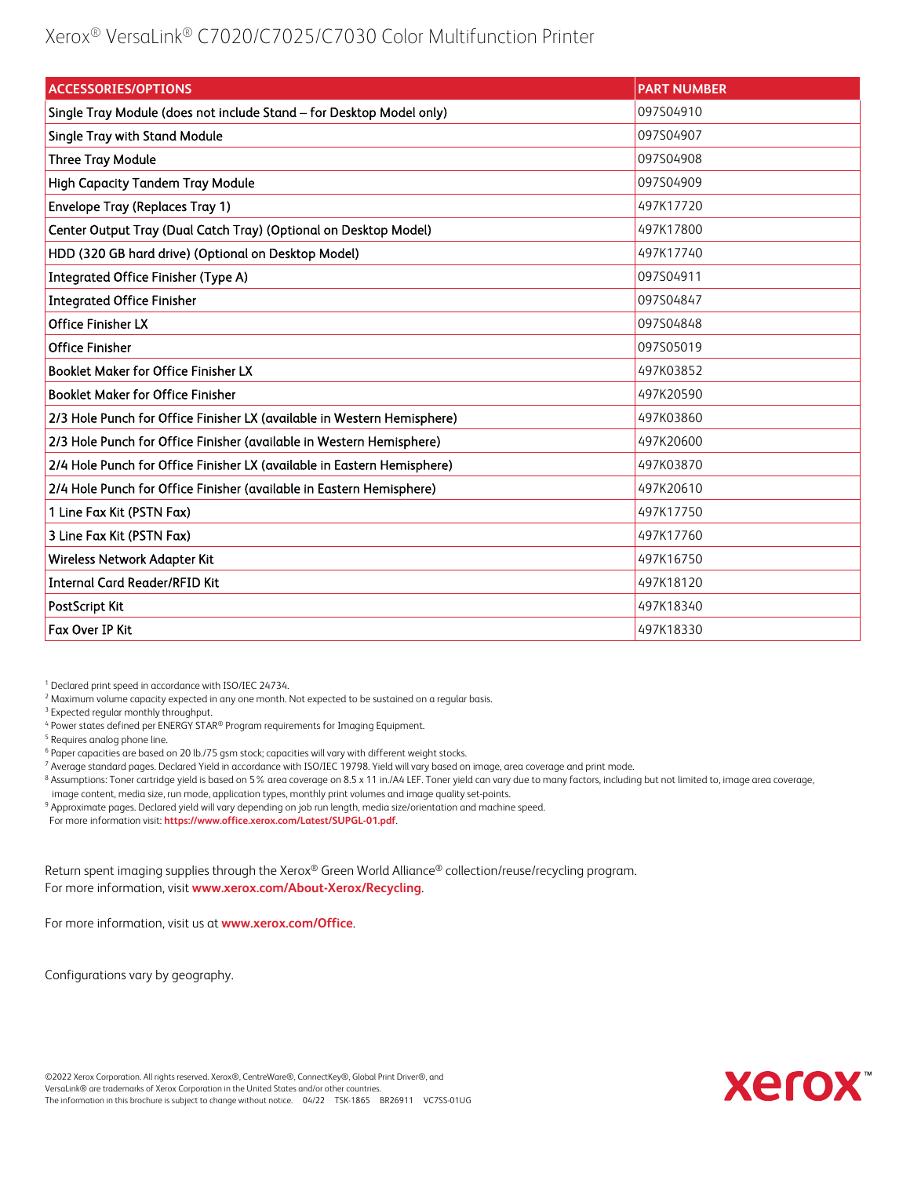| ACCESSORIES/OPTIONS | PART NUMBER |
|---|---|
| Single Tray Module (does not include Stand – for Desktop Model only) | 097S04910 |
| Single Tray with Stand Module | 097S04907 |
| Three Tray Module | 097S04908 |
| High Capacity Tandem Tray Module | 097S04909 |
| Envelope Tray (Replaces Tray 1) | 497K17720 |
| Center Output Tray (Dual Catch Tray) (Optional on Desktop Model) | 497K17800 |
| HDD (320 GB hard drive) (Optional on Desktop Model) | 497K17740 |
| Integrated Office Finisher (Type A) | 097S04911 |
| Integrated Office Finisher | 097S04847 |
| Office Finisher LX | 097S04848 |
| Office Finisher | 097S05019 |
| Booklet Maker for Office Finisher LX | 497K03852 |
| Booklet Maker for Office Finisher | 497K20590 |
| 2/3 Hole Punch for Office Finisher LX (available in Western Hemisphere) | 497K03860 |
| 2/3 Hole Punch for Office Finisher (available in Western Hemisphere) | 497K20600 |
| 2/4 Hole Punch for Office Finisher LX (available in Eastern Hemisphere) | 497K03870 |
| 2/4 Hole Punch for Office Finisher (available in Eastern Hemisphere) | 497K20610 |
| 1 Line Fax Kit (PSTN Fax) | 497K17750 |
| 3 Line Fax Kit (PSTN Fax) | 497K17760 |
| Wireless Network Adapter Kit | 497K16750 |
| Internal Card Reader/RFID Kit | 497K18120 |
| PostScript Kit | 497K18340 |
| Fax Over IP Kit | 497K18330 |

[1] Declared print speed in accordance with ISO/IEC 24734.
[2] Maximum volume capacity expected in any one month. Not expected to be sustained on a regular basis.
[3] Expected regular monthly throughput.
[4] Power states defined per ENERGY STAR® Program requirements for Imaging Equipment.
[5] Requires analog phone line.
[6] Paper capacities are based on 20 lb./75 gsm stock; capacities will vary with different weight stocks.
[7] Average standard pages. Declared Yield in accordance with ISO/IEC 19798. Yield will vary based on image, area coverage and print mode.
[8] Assumptions: Toner cartridge yield is based on 5% area coverage on 8.5 x 11 in./A4 LEF. Toner yield can vary due to many factors, including but not limited to, image area coverage, image content, media size, run mode, application types, monthly print volumes and image quality set-points.
[9] Approximate pages. Declared yield will vary depending on job run length, media size/orientation and machine speed.
For more information visit: **https://www.office.xerox.com/Latest/SUPGL-01.pdf**.

Return spent imaging supplies through the Xerox® Green World Alliance® collection/reuse/recycling program.
For more information, visit **www.xerox.com/About-Xerox/Recycling**.

For more information, visit us at **www.xerox.com/Office**.

Configurations vary by geography.

©2022 Xerox Corporation. All rights reserved. Xerox®, CentreWare®, ConnectKey®, Global Print Driver®, and VersaLink® are trademarks of Xerox Corporation in the United States and/or other countries.
The information in this brochure is subject to change without notice. 04/22 TSK-1865 BR26911 VC7SS-01UG